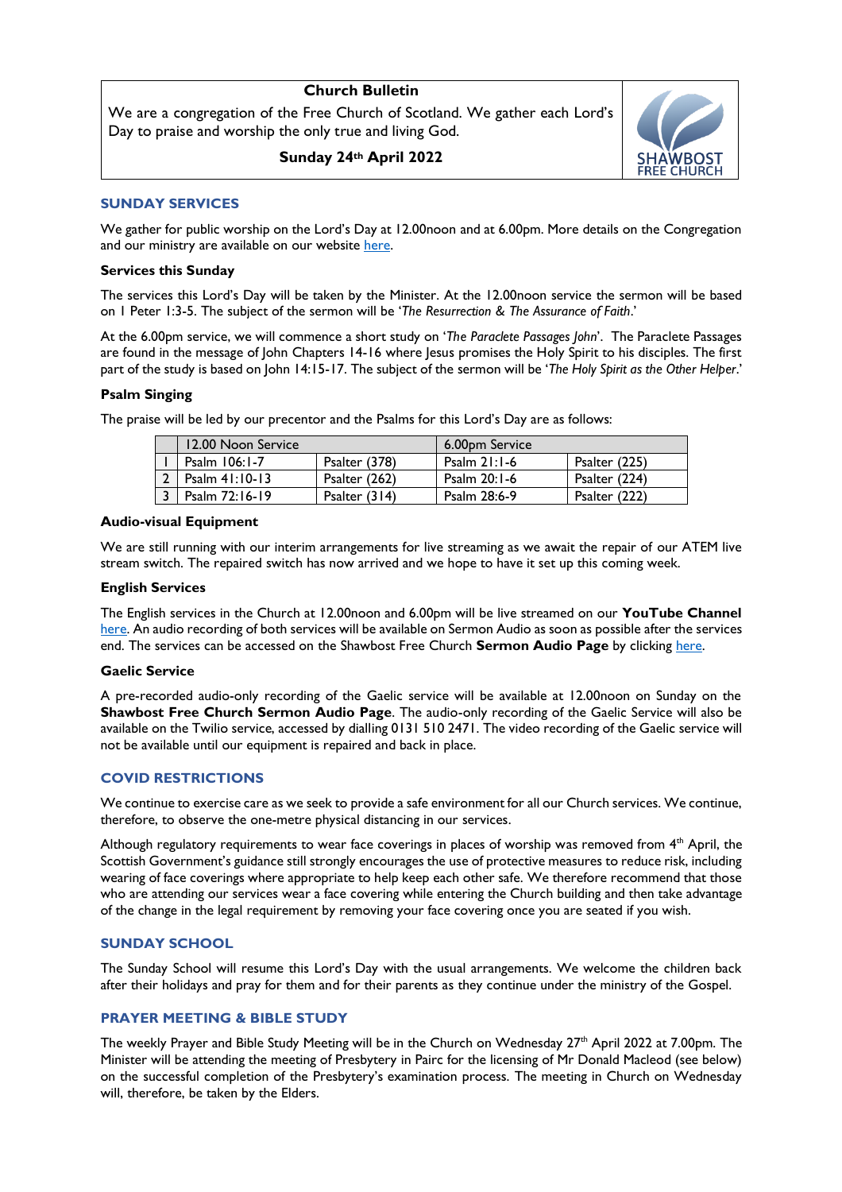# Church Bulletin

We are a congregation of the Free Church of Scotland. We gather each Lord's Day to praise and worship the only true and living God.

**Sunday 24th April 2022**

SHAWBOST FREE CHURCH

## SUNDAY SERVICES

We gather for public worship on the Lord's Day at 12.00noon and at 6.00pm. More details on the Congregation and our ministry are available on our website here.

### Services this Sunday

The services this Lord's Day will be taken by the Minister. At the 12.00noon service the sermon will be based on I Peter 1:3-5. The subject of the sermon will be '*The Resurrection & The Assurance of Faith*.'

At the 6.00pm service, we will commence a short study on '*The Paraclete Passages John*'. The Paraclete Passages are found in the message of John Chapters 14-16 where Jesus promises the Holy Spirit to his disciples. The first part of the study is based on John 14:15-17. The subject of the sermon will be '*The Holy Spirit as the Other Helper*.'

### Psalm Singing

The praise will be led by our precentor and the Psalms for this Lord's Day are as follows:

| | 12.00 Noon Service | | 6.00pm Service | |
|---|---|---|---|---|
| 1 | Psalm 106:1-7 | Psalter (378) | Psalm 21:1-6 | Psalter (225) |
| 2 | Psalm 41:10-13 | Psalter (262) | Psalm 20:1-6 | Psalter (224) |
| 3 | Psalm 72:16-19 | Psalter (314) | Psalm 28:6-9 | Psalter (222) |

### Audio-visual Equipment

We are still running with our interim arrangements for live streaming as we await the repair of our ATEM live stream switch. The repaired switch has now arrived and we hope to have it set up this coming week.

### English Services

The English services in the Church at 12.00noon and 6.00pm will be live streamed on our **YouTube Channel** here. An audio recording of both services will be available on Sermon Audio as soon as possible after the services end. The services can be accessed on the Shawbost Free Church **Sermon Audio Page** by clicking here.

### Gaelic Service

A pre-recorded audio-only recording of the Gaelic service will be available at 12.00noon on Sunday on the **Shawbost Free Church Sermon Audio Page**. The audio-only recording of the Gaelic Service will also be available on the Twilio service, accessed by dialling 0131 510 2471. The video recording of the Gaelic service will not be available until our equipment is repaired and back in place.

## COVID RESTRICTIONS

We continue to exercise care as we seek to provide a safe environment for all our Church services. We continue, therefore, to observe the one-metre physical distancing in our services.

Although regulatory requirements to wear face coverings in places of worship was removed from 4th April, the Scottish Government's guidance still strongly encourages the use of protective measures to reduce risk, including wearing of face coverings where appropriate to help keep each other safe. We therefore recommend that those who are attending our services wear a face covering while entering the Church building and then take advantage of the change in the legal requirement by removing your face covering once you are seated if you wish.

## SUNDAY SCHOOL

The Sunday School will resume this Lord's Day with the usual arrangements. We welcome the children back after their holidays and pray for them and for their parents as they continue under the ministry of the Gospel.

## PRAYER MEETING & BIBLE STUDY

The weekly Prayer and Bible Study Meeting will be in the Church on Wednesday 27th April 2022 at 7.00pm. The Minister will be attending the meeting of Presbytery in Pairc for the licensing of Mr Donald Macleod (see below) on the successful completion of the Presbytery's examination process. The meeting in Church on Wednesday will, therefore, be taken by the Elders.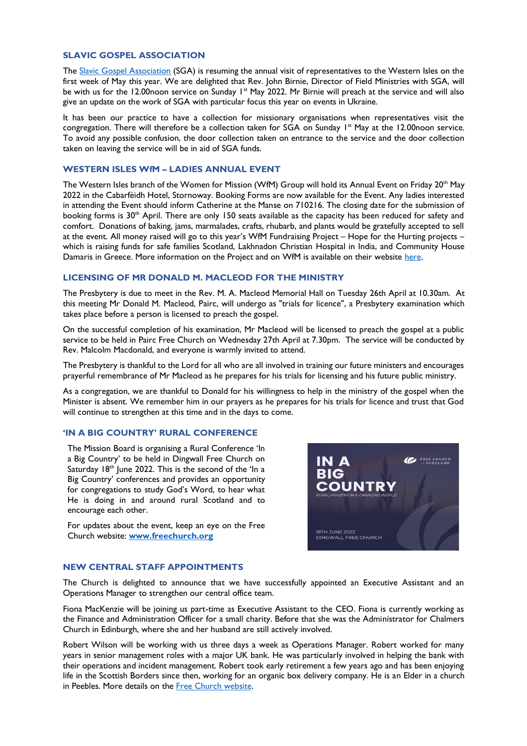## SLAVIC GOSPEL ASSOCIATION

The [Slavic Gospel Association]() (SGA) is resuming the annual visit of representatives to the Western Isles on the first week of May this year. We are delighted that Rev. John Birnie, Director of Field Ministries with SGA, will be with us for the 12.00noon service on Sunday 1st May 2022. Mr Birnie will preach at the service and will also give an update on the work of SGA with particular focus this year on events in Ukraine.

It has been our practice to have a collection for missionary organisations when representatives visit the congregation. There will therefore be a collection taken for SGA on Sunday 1st May at the 12.00noon service. To avoid any possible confusion, the door collection taken on entrance to the service and the door collection taken on leaving the service will be in aid of SGA funds.

## WESTERN ISLES WfM – LADIES ANNUAL EVENT

The Western Isles branch of the Women for Mission (WfM) Group will hold its Annual Event on Friday 20th May 2022 in the Cabarfèidh Hotel, Stornoway. Booking Forms are now available for the Event. Any ladies interested in attending the Event should inform Catherine at the Manse on 710216. The closing date for the submission of booking forms is 30th April. There are only 150 seats available as the capacity has been reduced for safety and comfort. Donations of baking, jams, marmalades, crafts, rhubarb, and plants would be gratefully accepted to sell at the event. All money raised will go to this year's WfM Fundraising Project – Hope for the Hurting projects – which is raising funds for safe families Scotland, Lakhnadon Christian Hospital in India, and Community House Damaris in Greece. More information on the Project and on WfM is available on their website [here]().

## LICENSING OF MR DONALD M. MACLEOD FOR THE MINISTRY

The Presbytery is due to meet in the Rev. M. A. Macleod Memorial Hall on Tuesday 26th April at 10.30am. At this meeting Mr Donald M. Macleod, Pairc, will undergo as "trials for licence", a Presbytery examination which takes place before a person is licensed to preach the gospel.

On the successful completion of his examination, Mr Macleod will be licensed to preach the gospel at a public service to be held in Pairc Free Church on Wednesday 27th April at 7.30pm. The service will be conducted by Rev. Malcolm Macdonald, and everyone is warmly invited to attend.

The Presbytery is thankful to the Lord for all who are all involved in training our future ministers and encourages prayerful remembrance of Mr Macleod as he prepares for his trials for licensing and his future public ministry.

As a congregation, we are thankful to Donald for his willingness to help in the ministry of the gospel when the Minister is absent. We remember him in our prayers as he prepares for his trials for licence and trust that God will continue to strengthen at this time and in the days to come.

## 'IN A BIG COUNTRY' RURAL CONFERENCE

The Mission Board is organising a Rural Conference 'In a Big Country' to be held in Dingwall Free Church on Saturday 18th June 2022. This is the second of the 'In a Big Country' conferences and provides an opportunity for congregations to study God's Word, to hear what He is doing in and around rural Scotland and to encourage each other.

For updates about the event, keep an eye on the Free Church website: **[www.freechurch.org]()**

IN A BIG COUNTRY

RURAL MINISTRY IN A CHANGING WORLD

FREE CHURCH of SCOTLAND

18TH JUNE 2022
DINGWALL FREE CHURCH

## NEW CENTRAL STAFF APPOINTMENTS

The Church is delighted to announce that we have successfully appointed an Executive Assistant and an Operations Manager to strengthen our central office team.

Fiona MacKenzie will be joining us part-time as Executive Assistant to the CEO. Fiona is currently working as the Finance and Administration Officer for a small charity. Before that she was the Administrator for Chalmers Church in Edinburgh, where she and her husband are still actively involved.

Robert Wilson will be working with us three days a week as Operations Manager. Robert worked for many years in senior management roles with a major UK bank. He was particularly involved in helping the bank with their operations and incident management. Robert took early retirement a few years ago and has been enjoying life in the Scottish Borders since then, working for an organic box delivery company. He is an Elder in a church in Peebles. More details on the [Free Church website]().